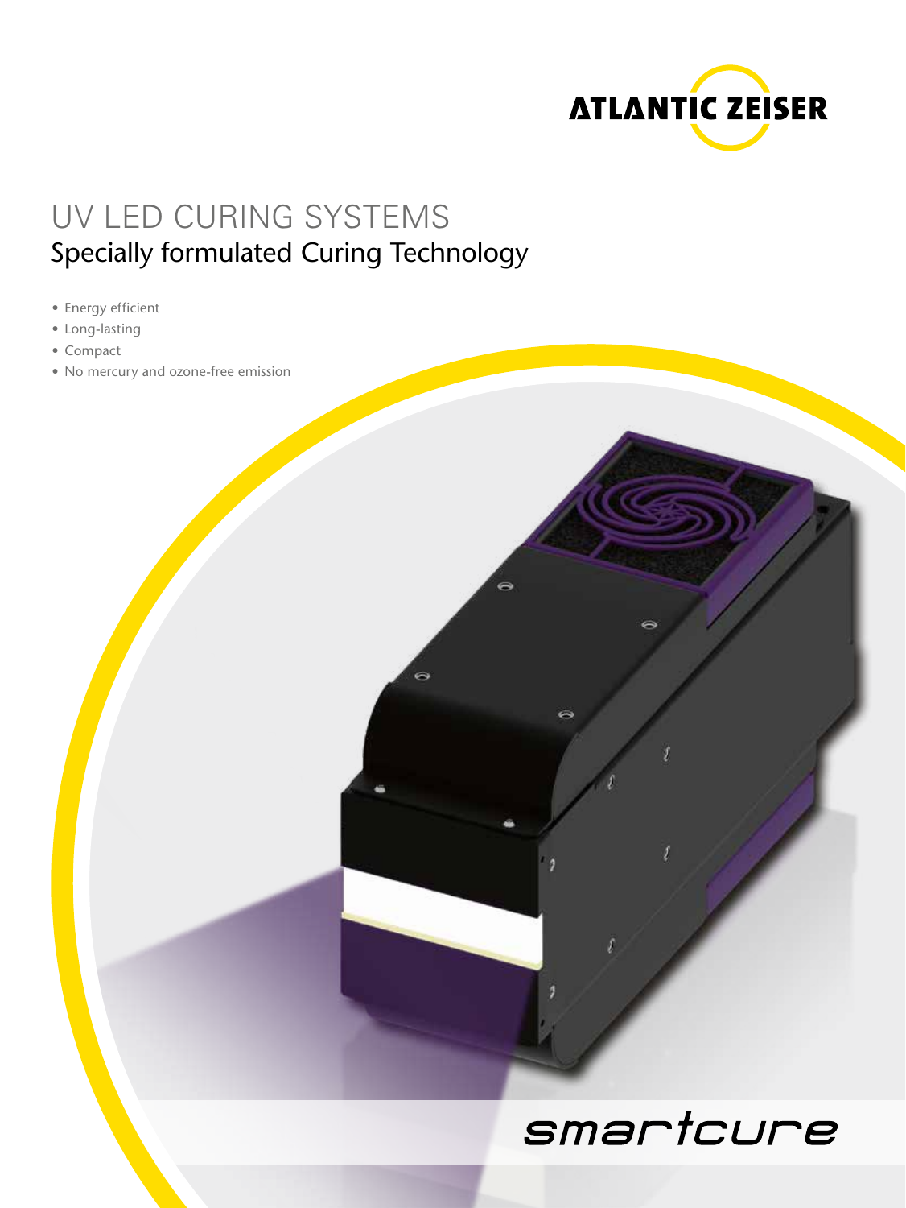ATLANTIC ZEISER

# UV LED CURING SYSTEMS

## Specially formulated Curing Technology

- Energy efficient
- Long-lasting
- Compact
- No mercury and ozone-free emission

smartcure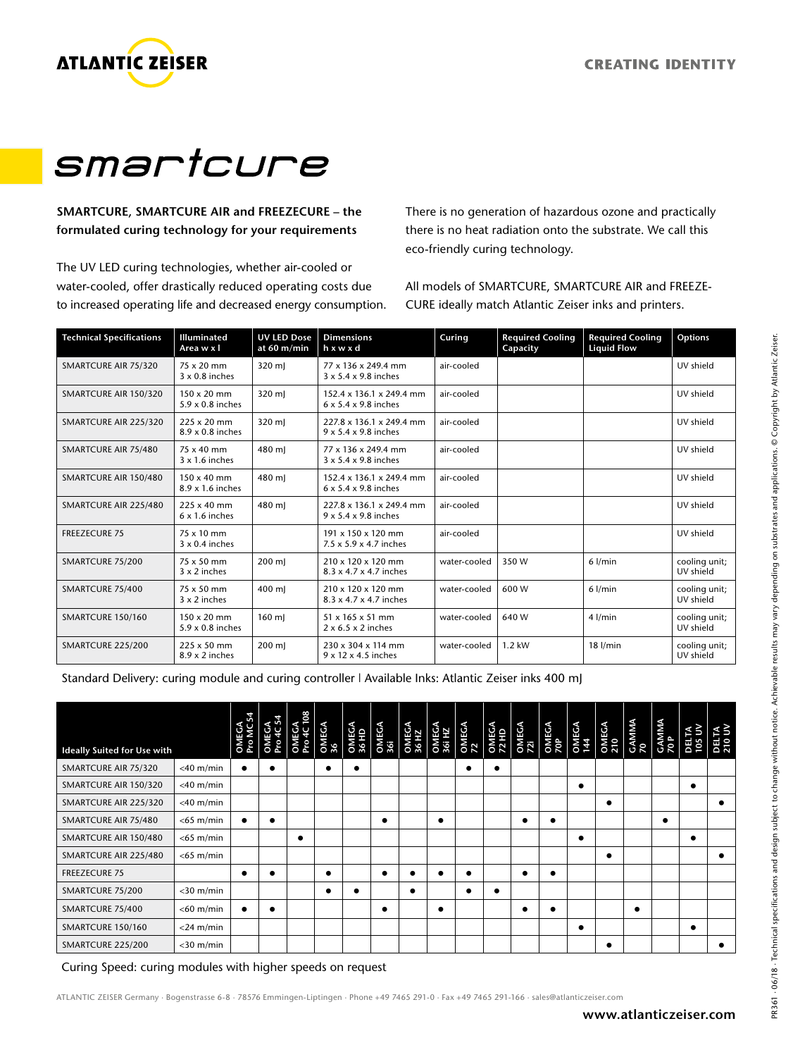# smartcure

**SMARTCURE, SMARTCURE AIR and FREEZECURE – the formulated curing technology for your requirements**

The UV LED curing technologies, whether air-cooled or water-cooled, offer drastically reduced operating costs due to increased operating life and decreased energy consumption.

There is no generation of hazardous ozone and practically there is no heat radiation onto the substrate. We call this eco-friendly curing technology.

All models of SMARTCURE, SMARTCURE AIR and FREEZE-CURE ideally match Atlantic Zeiser inks and printers.

| Technical Specifications | Illuminated Area w x l | UV LED Dose at 60 m/min | Dimensions h x w x d | Curing | Required Cooling Capacity | Required Cooling Liquid Flow | Options |
|---|---|---|---|---|---|---|---|
| SMARTCURE AIR 75/320 | 75 x 20 mm<br>3 x 0.8 inches | 320 mJ | 77 x 136 x 249.4 mm<br>3 x 5.4 x 9.8 inches | air-cooled | | | UV shield |
| SMARTCURE AIR 150/320 | 150 x 20 mm<br>5.9 x 0.8 inches | 320 mJ | 152.4 x 136.1 x 249.4 mm<br>6 x 5.4 x 9.8 inches | air-cooled | | | UV shield |
| SMARTCURE AIR 225/320 | 225 x 20 mm<br>8.9 x 0.8 inches | 320 mJ | 227.8 x 136.1 x 249.4 mm<br>9 x 5.4 x 9.8 inches | air-cooled | | | UV shield |
| SMARTCURE AIR 75/480 | 75 x 40 mm<br>3 x 1.6 inches | 480 mJ | 77 x 136 x 249.4 mm<br>3 x 5.4 x 9.8 inches | air-cooled | | | UV shield |
| SMARTCURE AIR 150/480 | 150 x 40 mm<br>8.9 x 1.6 inches | 480 mJ | 152.4 x 136.1 x 249.4 mm<br>6 x 5.4 x 9.8 inches | air-cooled | | | UV shield |
| SMARTCURE AIR 225/480 | 225 x 40 mm<br>6 x 1.6 inches | 480 mJ | 227.8 x 136.1 x 249.4 mm<br>9 x 5.4 x 9.8 inches | air-cooled | | | UV shield |
| FREEZECURE 75 | 75 x 10 mm<br>3 x 0.4 inches | | 191 x 150 x 120 mm<br>7.5 x 5.9 x 4.7 inches | air-cooled | | | UV shield |
| SMARTCURE 75/200 | 75 x 50 mm<br>3 x 2 inches | 200 mJ | 210 x 120 x 120 mm<br>8.3 x 4.7 x 4.7 inches | water-cooled | 350 W | 6 l/min | cooling unit; UV shield |
| SMARTCURE 75/400 | 75 x 50 mm<br>3 x 2 inches | 400 mJ | 210 x 120 x 120 mm<br>8.3 x 4.7 x 4.7 inches | water-cooled | 600 W | 6 l/min | cooling unit; UV shield |
| SMARTCURE 150/160 | 150 x 20 mm<br>5.9 x 0.8 inches | 160 mJ | 51 x 165 x 51 mm<br>2 x 6.5 x 2 inches | water-cooled | 640 W | 4 l/min | cooling unit; UV shield |
| SMARTCURE 225/200 | 225 x 50 mm<br>8.9 x 2 inches | 200 mJ | 230 x 304 x 114 mm<br>9 x 12 x 4.5 inches | water-cooled | 1.2 kW | 18 l/min | cooling unit; UV shield |

Standard Delivery: curing module and curing controller | Available Inks: Atlantic Zeiser inks 400 mJ

| Ideally Suited for Use with | | OMEGA Pro MC 54 | OMEGA Pro 4C 54 | OMEGA Pro 4C 108 | OMEGA 36 | OMEGA 36 HD | OMEGA 36i | OMEGA 36 HZ | OMEGA 36i HZ | OMEGA 72 | OMEGA 72 HD | OMEGA 72i | OMEGA 70P | OMEGA 144 | OMEGA 210 | GAMMA 70 | GAMMA 70 P | DELTA 105 UV | DELTA 210 UV |
|---|---|---|---|---|---|---|---|---|---|---|---|---|---|---|---|---|---|---|---|
| SMARTCURE AIR 75/320 | <40 m/min | ● | ● | | ● | ● | | | | ● | ● | | | | | | | | |
| SMARTCURE AIR 150/320 | <40 m/min | | | | | | | | | | | | | ● | | | | ● | |
| SMARTCURE AIR 225/320 | <40 m/min | | | | | | | | | | | | | | ● | | | | ● |
| SMARTCURE AIR 75/480 | <65 m/min | ● | ● | | | | ● | | ● | | | ● | ● | | | | ● | | |
| SMARTCURE AIR 150/480 | <65 m/min | | | ● | | | | | | | | | | ● | | | | ● | |
| SMARTCURE AIR 225/480 | <65 m/min | | | | | | | | | | | | | | ● | | | | ● |
| FREEZECURE 75 | | ● | ● | | ● | | ● | ● | ● | ● | | ● | ● | | | | | | |
| SMARTCURE 75/200 | <30 m/min | | | | ● | ● | | ● | | ● | ● | | | | | | | | |
| SMARTCURE 75/400 | <60 m/min | ● | ● | | | | ● | | ● | | | ● | ● | | | ● | | | |
| SMARTCURE 150/160 | <24 m/min | | | | | | | | | | | | | ● | | | | ● | |
| SMARTCURE 225/200 | <30 m/min | | | | | | | | | | | | | | ● | | | | ● |

Curing Speed: curing modules with higher speeds on request